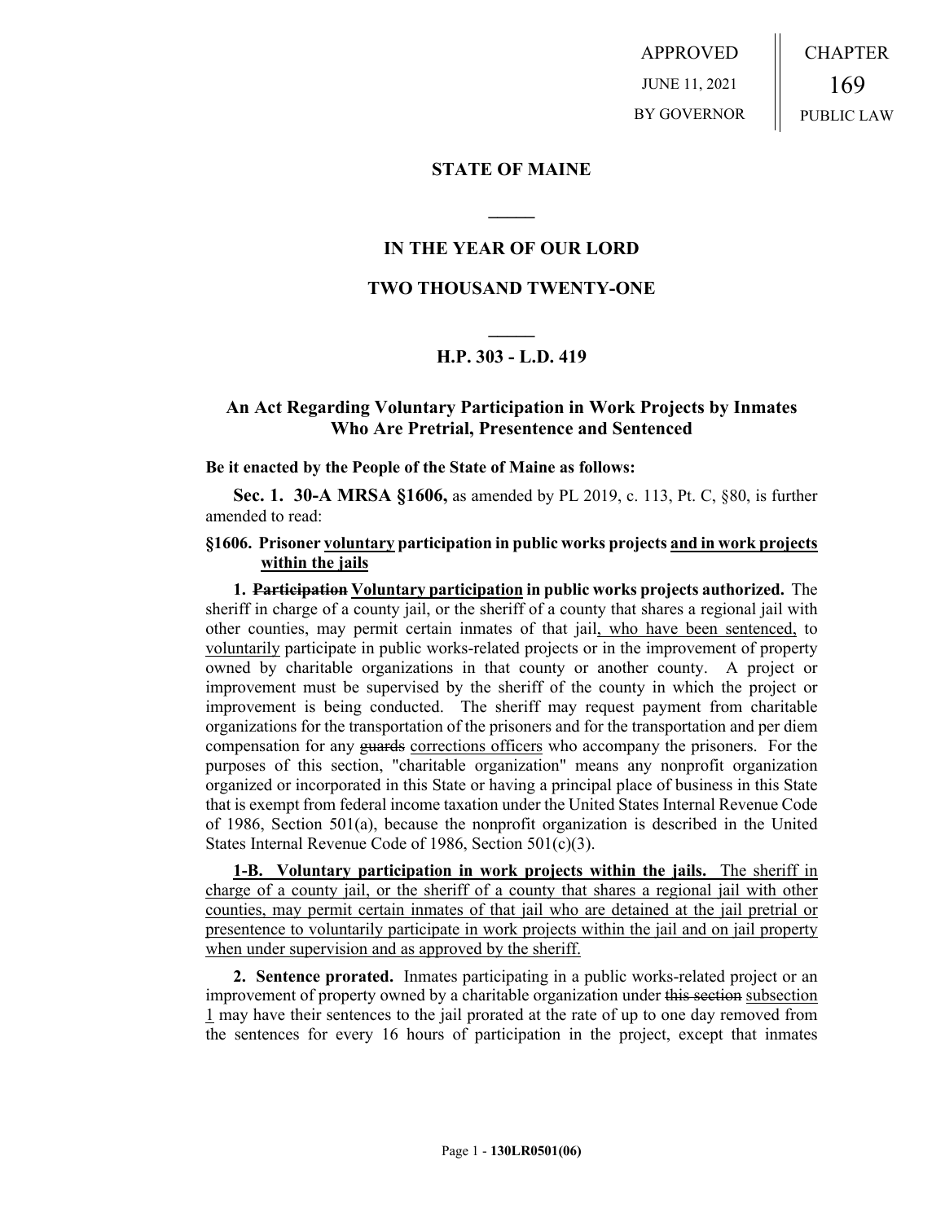APPROVED
JUNE 11, 2021
BY GOVERNOR

CHAPTER
169
PUBLIC LAW

# STATE OF MAINE

## IN THE YEAR OF OUR LORD

## TWO THOUSAND TWENTY-ONE

## H.P. 303 - L.D. 419

## An Act Regarding Voluntary Participation in Work Projects by Inmates Who Are Pretrial, Presentence and Sentenced

**Be it enacted by the People of the State of Maine as follows:**

**Sec. 1. 30-A MRSA §1606,** as amended by PL 2019, c. 113, Pt. C, §80, is further amended to read:

**§1606. Prisoner voluntary participation in public works projects and in work projects within the jails**

**1. ~~Participation~~ Voluntary participation in public works projects authorized.** The sheriff in charge of a county jail, or the sheriff of a county that shares a regional jail with other counties, may permit certain inmates of that jail, who have been sentenced, to voluntarily participate in public works-related projects or in the improvement of property owned by charitable organizations in that county or another county. A project or improvement must be supervised by the sheriff of the county in which the project or improvement is being conducted. The sheriff may request payment from charitable organizations for the transportation of the prisoners and for the transportation and per diem compensation for any ~~guards~~ corrections officers who accompany the prisoners. For the purposes of this section, "charitable organization" means any nonprofit organization organized or incorporated in this State or having a principal place of business in this State that is exempt from federal income taxation under the United States Internal Revenue Code of 1986, Section 501(a), because the nonprofit organization is described in the United States Internal Revenue Code of 1986, Section 501(c)(3).

**1-B. Voluntary participation in work projects within the jails.** The sheriff in charge of a county jail, or the sheriff of a county that shares a regional jail with other counties, may permit certain inmates of that jail who are detained at the jail pretrial or presentence to voluntarily participate in work projects within the jail and on jail property when under supervision and as approved by the sheriff.

**2. Sentence prorated.** Inmates participating in a public works-related project or an improvement of property owned by a charitable organization under ~~this section~~ subsection 1 may have their sentences to the jail prorated at the rate of up to one day removed from the sentences for every 16 hours of participation in the project, except that inmates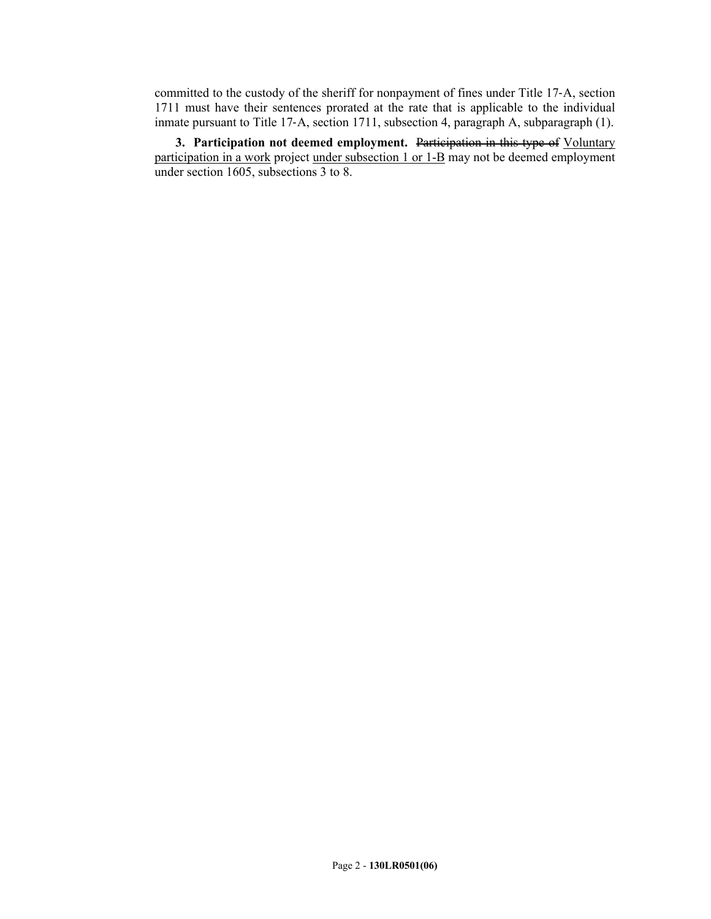committed to the custody of the sheriff for nonpayment of fines under Title 17-A, section 1711 must have their sentences prorated at the rate that is applicable to the individual inmate pursuant to Title 17-A, section 1711, subsection 4, paragraph A, subparagraph (1).

**3. Participation not deemed employment.** ~~Participation in this type of~~ Voluntary participation in a work project under subsection 1 or 1-B may not be deemed employment under section 1605, subsections 3 to 8.